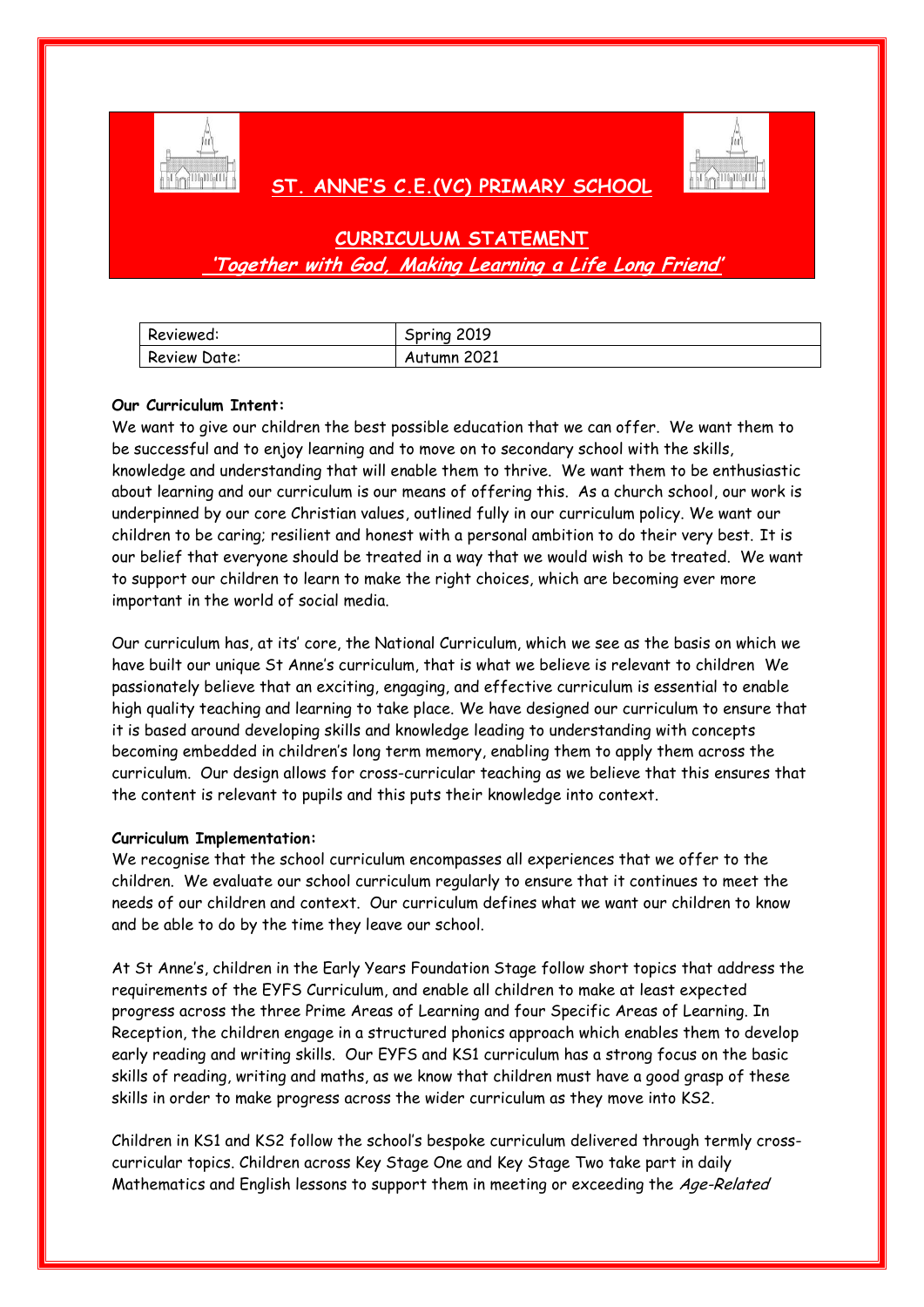# ST. ANNE'S C.E.(VC) PRIMARY SCHOOL

## CURRICULUM STATEMENT

***'Together with God, Making Learning a Life Long Friend'***

| Reviewed: | Spring 2019 |
|---|---|
| Review Date: | Autumn 2021 |

**Our Curriculum Intent:**

We want to give our children the best possible education that we can offer. We want them to be successful and to enjoy learning and to move on to secondary school with the skills, knowledge and understanding that will enable them to thrive. We want them to be enthusiastic about learning and our curriculum is our means of offering this. As a church school, our work is underpinned by our core Christian values, outlined fully in our curriculum policy. We want our children to be caring; resilient and honest with a personal ambition to do their very best. It is our belief that everyone should be treated in a way that we would wish to be treated. We want to support our children to learn to make the right choices, which are becoming ever more important in the world of social media.

Our curriculum has, at its' core, the National Curriculum, which we see as the basis on which we have built our unique St Anne's curriculum, that is what we believe is relevant to children We passionately believe that an exciting, engaging, and effective curriculum is essential to enable high quality teaching and learning to take place. We have designed our curriculum to ensure that it is based around developing skills and knowledge leading to understanding with concepts becoming embedded in children's long term memory, enabling them to apply them across the curriculum. Our design allows for cross-curricular teaching as we believe that this ensures that the content is relevant to pupils and this puts their knowledge into context.

**Curriculum Implementation:**

We recognise that the school curriculum encompasses all experiences that we offer to the children. We evaluate our school curriculum regularly to ensure that it continues to meet the needs of our children and context. Our curriculum defines what we want our children to know and be able to do by the time they leave our school.

At St Anne's, children in the Early Years Foundation Stage follow short topics that address the requirements of the EYFS Curriculum, and enable all children to make at least expected progress across the three Prime Areas of Learning and four Specific Areas of Learning. In Reception, the children engage in a structured phonics approach which enables them to develop early reading and writing skills. Our EYFS and KS1 curriculum has a strong focus on the basic skills of reading, writing and maths, as we know that children must have a good grasp of these skills in order to make progress across the wider curriculum as they move into KS2.

Children in KS1 and KS2 follow the school's bespoke curriculum delivered through termly cross-curricular topics. Children across Key Stage One and Key Stage Two take part in daily Mathematics and English lessons to support them in meeting or exceeding the *Age-Related*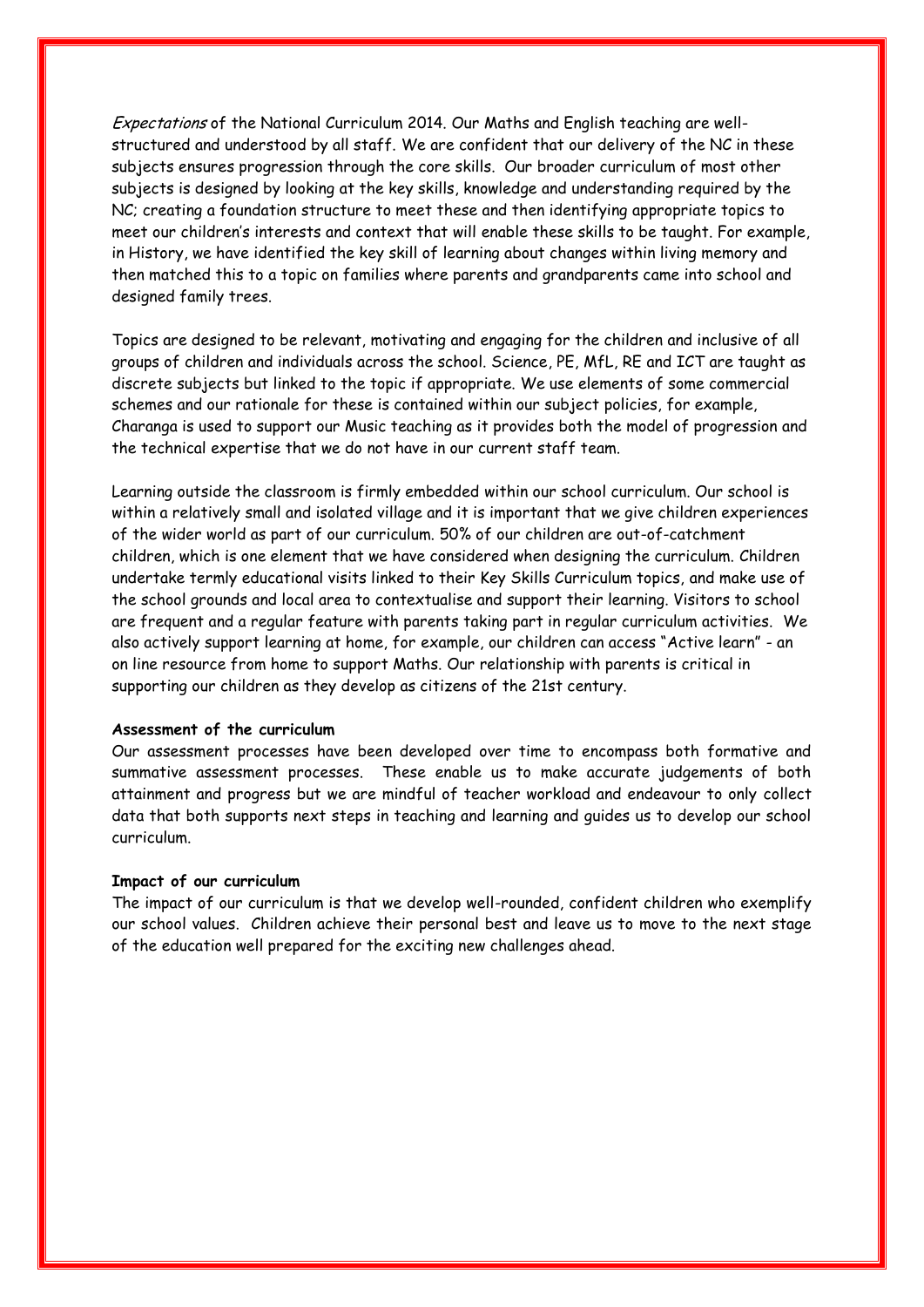*Expectations* of the National Curriculum 2014. Our Maths and English teaching are well-structured and understood by all staff. We are confident that our delivery of the NC in these subjects ensures progression through the core skills. Our broader curriculum of most other subjects is designed by looking at the key skills, knowledge and understanding required by the NC; creating a foundation structure to meet these and then identifying appropriate topics to meet our children's interests and context that will enable these skills to be taught. For example, in History, we have identified the key skill of learning about changes within living memory and then matched this to a topic on families where parents and grandparents came into school and designed family trees.

Topics are designed to be relevant, motivating and engaging for the children and inclusive of all groups of children and individuals across the school. Science, PE, MfL, RE and ICT are taught as discrete subjects but linked to the topic if appropriate. We use elements of some commercial schemes and our rationale for these is contained within our subject policies, for example, Charanga is used to support our Music teaching as it provides both the model of progression and the technical expertise that we do not have in our current staff team.

Learning outside the classroom is firmly embedded within our school curriculum. Our school is within a relatively small and isolated village and it is important that we give children experiences of the wider world as part of our curriculum. 50% of our children are out-of-catchment children, which is one element that we have considered when designing the curriculum. Children undertake termly educational visits linked to their Key Skills Curriculum topics, and make use of the school grounds and local area to contextualise and support their learning. Visitors to school are frequent and a regular feature with parents taking part in regular curriculum activities. We also actively support learning at home, for example, our children can access "Active learn" - an on line resource from home to support Maths. Our relationship with parents is critical in supporting our children as they develop as citizens of the 21st century.

**Assessment of the curriculum**

Our assessment processes have been developed over time to encompass both formative and summative assessment processes. These enable us to make accurate judgements of both attainment and progress but we are mindful of teacher workload and endeavour to only collect data that both supports next steps in teaching and learning and guides us to develop our school curriculum.

**Impact of our curriculum**

The impact of our curriculum is that we develop well-rounded, confident children who exemplify our school values. Children achieve their personal best and leave us to move to the next stage of the education well prepared for the exciting new challenges ahead.